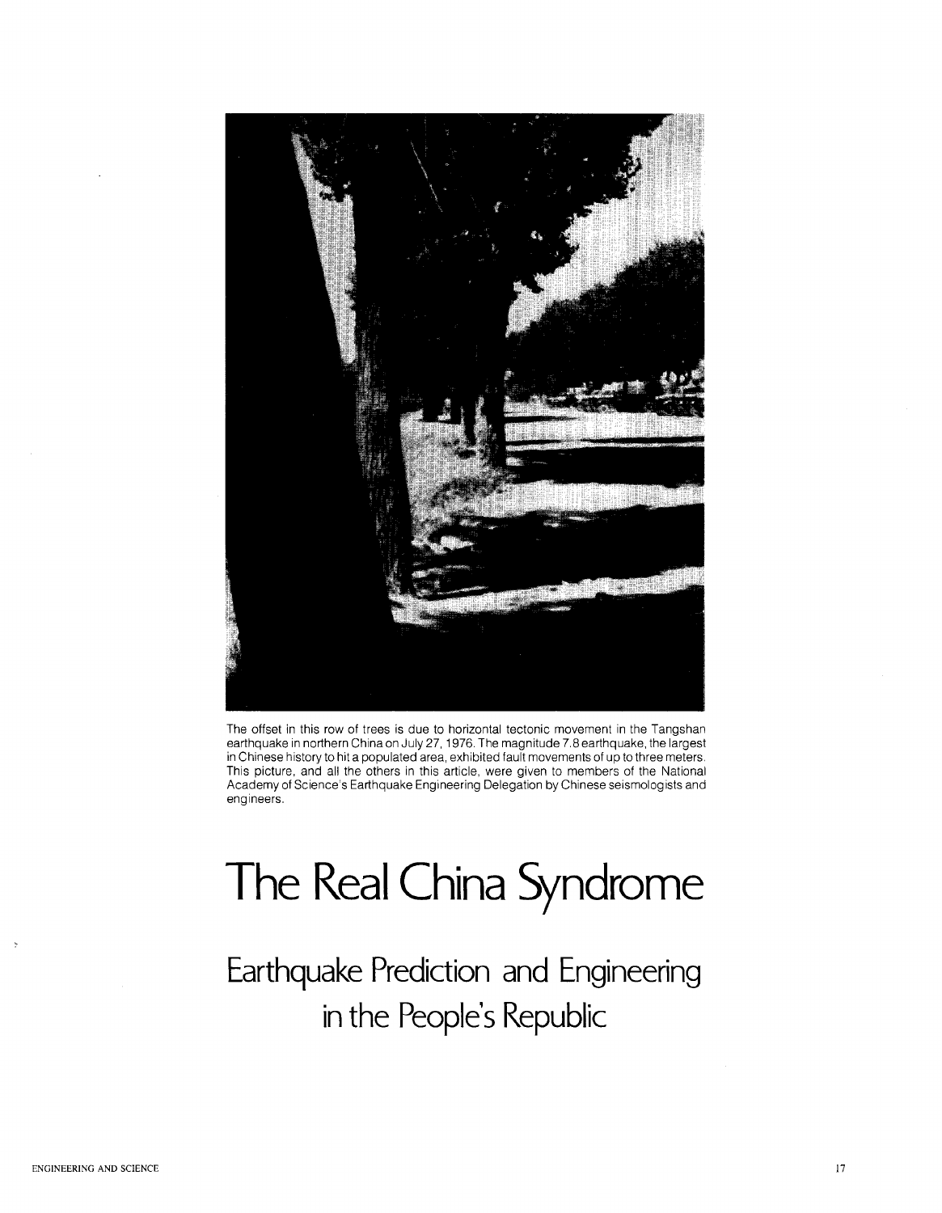The offset in this row of trees is due to horizontal tectonic movement in the Tangshan earthquake in northern China on July 27, 1976. The magnitude 7.8 earthquake, the largest in Chinese history to hit a populated area, exhibited fault movements of up to three meters. This picture, and all the others in this article, were given to members of the National Academy of Science's Earthquake Engineering Delegation by Chinese seismologists and engineers.

# The Real China Syndrome

## Earthquake Prediction and Engineering in the People's Republic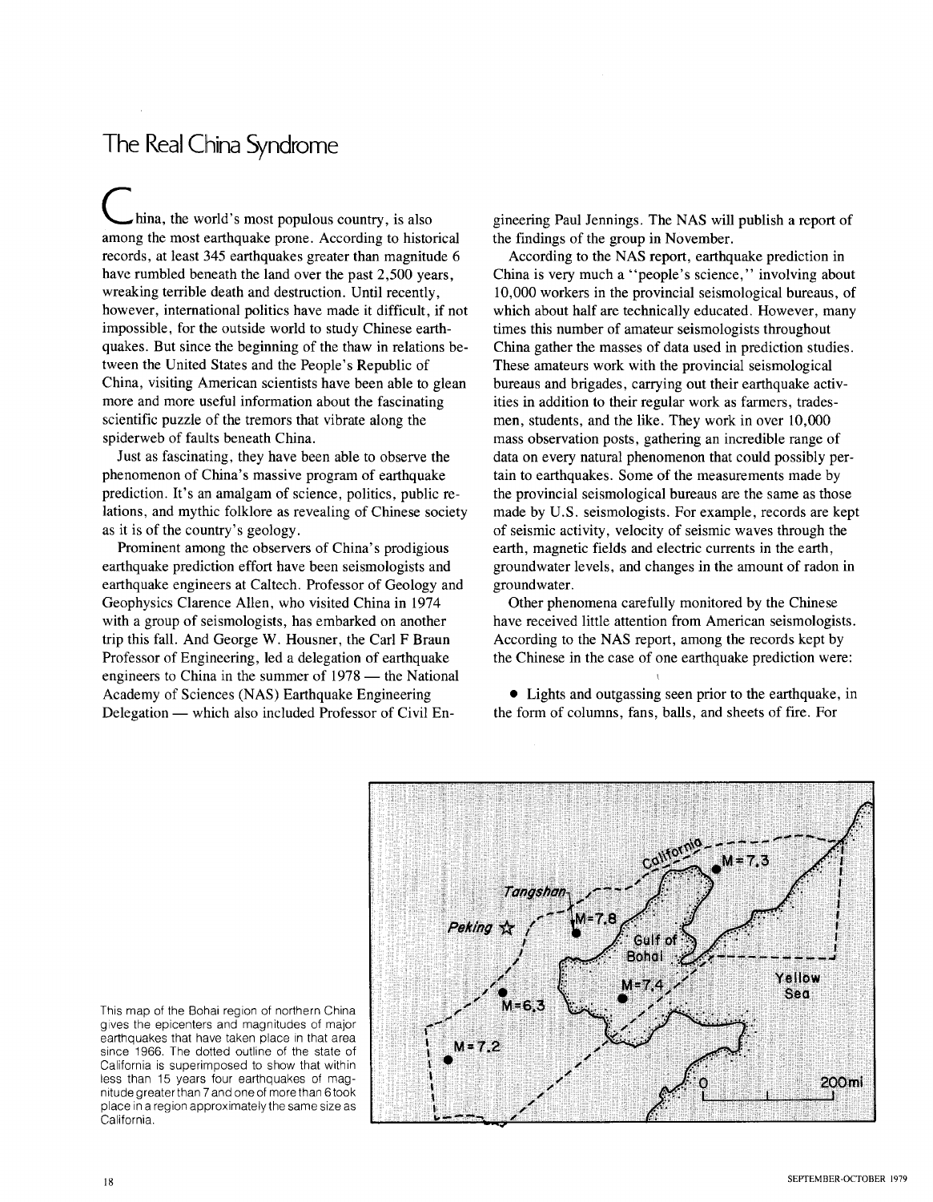# The Real China Syndrome

China, the world's most populous country, is also among the most earthquake prone. According to historical records, at least 345 earthquakes greater than magnitude 6 have rumbled beneath the land over the past 2,500 years, wreaking terrible death and destruction. Until recently, however, international politics have made it difficult, if not impossible, for the outside world to study Chinese earthquakes. But since the beginning of the thaw in relations between the United States and the People's Republic of China, visiting American scientists have been able to glean more and more useful information about the fascinating scientific puzzle of the tremors that vibrate along the spiderweb of faults beneath China.

Just as fascinating, they have been able to observe the phenomenon of China's massive program of earthquake prediction. It's an amalgam of science, politics, public relations, and mythic folklore as revealing of Chinese society as it is of the country's geology.

Prominent among the observers of China's prodigious earthquake prediction effort have been seismologists and earthquake engineers at Caltech. Professor of Geology and Geophysics Clarence Allen, who visited China in 1974 with a group of seismologists, has embarked on another trip this fall. And George W. Housner, the Carl F Braun Professor of Engineering, led a delegation of earthquake engineers to China in the summer of 1978 — the National Academy of Sciences (NAS) Earthquake Engineering Delegation — which also included Professor of Civil Engineering Paul Jennings. The NAS will publish a report of the findings of the group in November.

According to the NAS report, earthquake prediction in China is very much a "people's science," involving about 10,000 workers in the provincial seismological bureaus, of which about half are technically educated. However, many times this number of amateur seismologists throughout China gather the masses of data used in prediction studies. These amateurs work with the provincial seismological bureaus and brigades, carrying out their earthquake activities in addition to their regular work as farmers, tradesmen, students, and the like. They work in over 10,000 mass observation posts, gathering an incredible range of data on every natural phenomenon that could possibly pertain to earthquakes. Some of the measurements made by the provincial seismological bureaus are the same as those made by U.S. seismologists. For example, records are kept of seismic activity, velocity of seismic waves through the earth, magnetic fields and electric currents in the earth, groundwater levels, and changes in the amount of radon in groundwater.

Other phenomena carefully monitored by the Chinese have received little attention from American seismologists. According to the NAS report, among the records kept by the Chinese in the case of one earthquake prediction were:

- Lights and outgassing seen prior to the earthquake, in the form of columns, fans, balls, and sheets of fire. For

This map of the Bohai region of northern China gives the epicenters and magnitudes of major earthquakes that have taken place in that area since 1966. The dotted outline of the state of California is superimposed to show that within less than 15 years four earthquakes of magnitude greater than 7 and one of more than 6 took place in a region approximately the same size as California.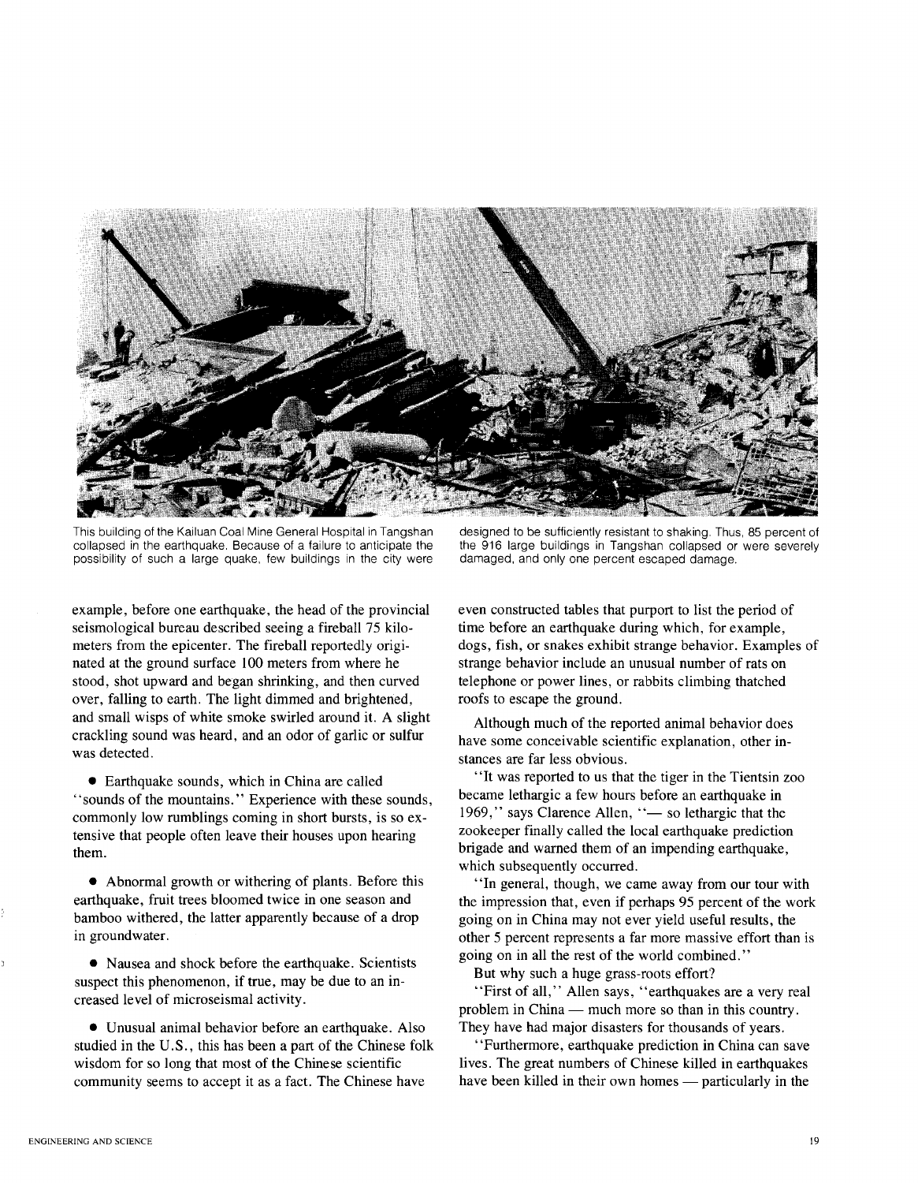This building of the Kailuan Coal Mine General Hospital in Tangshan collapsed in the earthquake. Because of a failure to anticipate the possibility of such a large quake, few buildings in the city were designed to be sufficiently resistant to shaking. Thus, 85 percent of the 916 large buildings in Tangshan collapsed or were severely damaged, and only one percent escaped damage.

example, before one earthquake, the head of the provincial seismological bureau described seeing a fireball 75 kilometers from the epicenter. The fireball reportedly originated at the ground surface 100 meters from where he stood, shot upward and began shrinking, and then curved over, falling to earth. The light dimmed and brightened, and small wisps of white smoke swirled around it. A slight crackling sound was heard, and an odor of garlic or sulfur was detected.

- Earthquake sounds, which in China are called "sounds of the mountains." Experience with these sounds, commonly low rumblings coming in short bursts, is so extensive that people often leave their houses upon hearing them.

- Abnormal growth or withering of plants. Before this earthquake, fruit trees bloomed twice in one season and bamboo withered, the latter apparently because of a drop in groundwater.

- Nausea and shock before the earthquake. Scientists suspect this phenomenon, if true, may be due to an increased level of microseismal activity.

- Unusual animal behavior before an earthquake. Also studied in the U.S., this has been a part of the Chinese folk wisdom for so long that most of the Chinese scientific community seems to accept it as a fact. The Chinese have even constructed tables that purport to list the period of time before an earthquake during which, for example, dogs, fish, or snakes exhibit strange behavior. Examples of strange behavior include an unusual number of rats on telephone or power lines, or rabbits climbing thatched roofs to escape the ground.

Although much of the reported animal behavior does have some conceivable scientific explanation, other instances are far less obvious.

"It was reported to us that the tiger in the Tientsin zoo became lethargic a few hours before an earthquake in 1969," says Clarence Allen, "— so lethargic that the zookeeper finally called the local earthquake prediction brigade and warned them of an impending earthquake, which subsequently occurred.

"In general, though, we came away from our tour with the impression that, even if perhaps 95 percent of the work going on in China may not ever yield useful results, the other 5 percent represents a far more massive effort than is going on in all the rest of the world combined."

But why such a huge grass-roots effort?

"First of all," Allen says, "earthquakes are a very real problem in China — much more so than in this country. They have had major disasters for thousands of years.

"Furthermore, earthquake prediction in China can save lives. The great numbers of Chinese killed in earthquakes have been killed in their own homes — particularly in the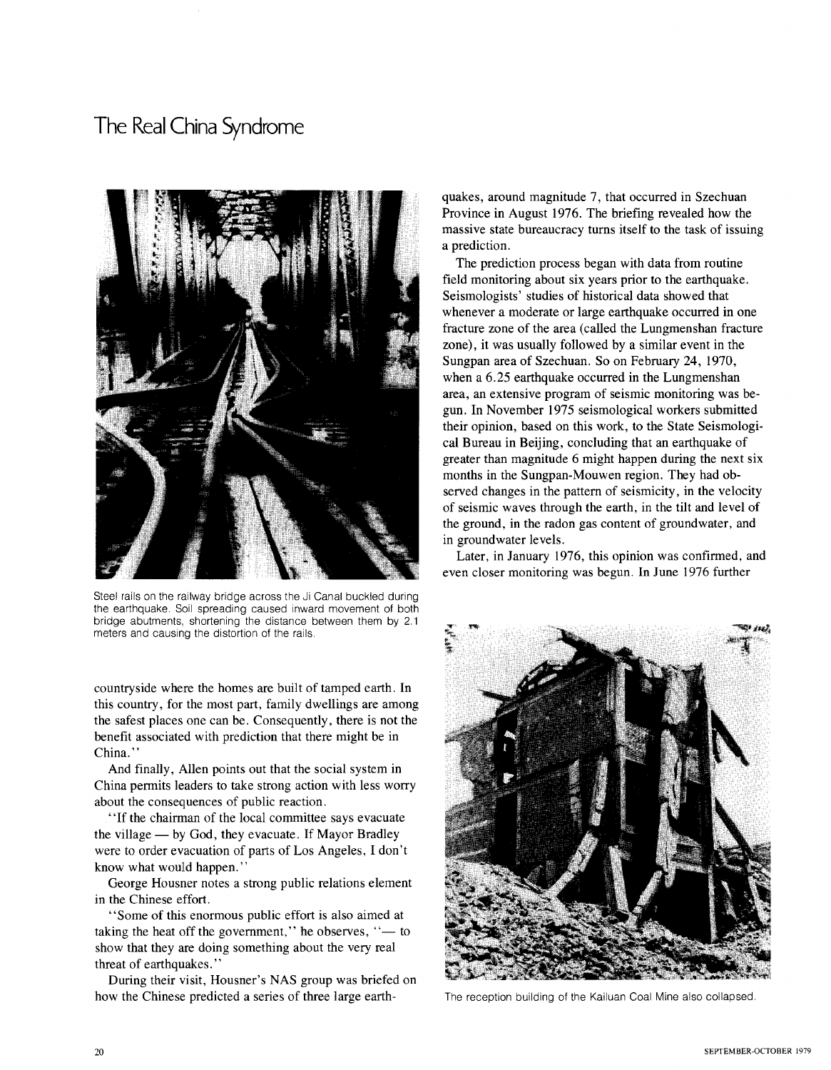# The Real China Syndrome

Steel rails on the railway bridge across the Ji Canal buckled during the earthquake. Soil spreading caused inward movement of both bridge abutments, shortening the distance between them by 2.1 meters and causing the distortion of the rails.

countryside where the homes are built of tamped earth. In this country, for the most part, family dwellings are among the safest places one can be. Consequently, there is not the benefit associated with prediction that there might be in China."

And finally, Allen points out that the social system in China permits leaders to take strong action with less worry about the consequences of public reaction.

"If the chairman of the local committee says evacuate the village — by God, they evacuate. If Mayor Bradley were to order evacuation of parts of Los Angeles, I don't know what would happen."

George Housner notes a strong public relations element in the Chinese effort.

"Some of this enormous public effort is also aimed at taking the heat off the government," he observes, "— to show that they are doing something about the very real threat of earthquakes."

During their visit, Housner's NAS group was briefed on how the Chinese predicted a series of three large earthquakes, around magnitude 7, that occurred in Szechuan Province in August 1976. The briefing revealed how the massive state bureaucracy turns itself to the task of issuing a prediction.

The prediction process began with data from routine field monitoring about six years prior to the earthquake. Seismologists' studies of historical data showed that whenever a moderate or large earthquake occurred in one fracture zone of the area (called the Lungmenshan fracture zone), it was usually followed by a similar event in the Sungpan area of Szechuan. So on February 24, 1970, when a 6.25 earthquake occurred in the Lungmenshan area, an extensive program of seismic monitoring was begun. In November 1975 seismological workers submitted their opinion, based on this work, to the State Seismological Bureau in Beijing, concluding that an earthquake of greater than magnitude 6 might happen during the next six months in the Sungpan-Mouwen region. They had observed changes in the pattern of seismicity, in the velocity of seismic waves through the earth, in the tilt and level of the ground, in the radon gas content of groundwater, and in groundwater levels.

Later, in January 1976, this opinion was confirmed, and even closer monitoring was begun. In June 1976 further

The reception building of the Kailuan Coal Mine also collapsed.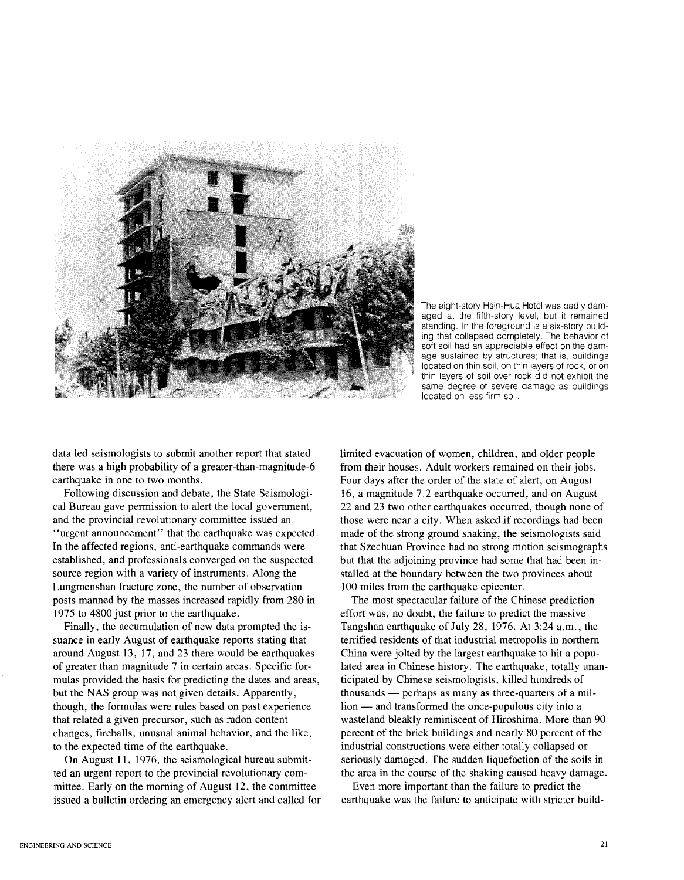The eight-story Hsin-Hua Hotel was badly damaged at the fifth-story level, but it remained standing. In the foreground is a six-story building that collapsed completely. The behavior of soft soil had an appreciable effect on the damage sustained by structures; that is, buildings located on thin soil, on thin layers of rock, or on thin layers of soil over rock did not exhibit the same degree of severe damage as buildings located on less firm soil.

data led seismologists to submit another report that stated there was a high probability of a greater-than-magnitude-6 earthquake in one to two months.

Following discussion and debate, the State Seismological Bureau gave permission to alert the local government, and the provincial revolutionary committee issued an "urgent announcement" that the earthquake was expected. In the affected regions, anti-earthquake commands were established, and professionals converged on the suspected source region with a variety of instruments. Along the Lungmenshan fracture zone, the number of observation posts manned by the masses increased rapidly from 280 in 1975 to 4800 just prior to the earthquake.

Finally, the accumulation of new data prompted the issuance in early August of earthquake reports stating that around August 13, 17, and 23 there would be earthquakes of greater than magnitude 7 in certain areas. Specific formulas provided the basis for predicting the dates and areas, but the NAS group was not given details. Apparently, though, the formulas were rules based on past experience that related a given precursor, such as radon content changes, fireballs, unusual animal behavior, and the like, to the expected time of the earthquake.

On August 11, 1976, the seismological bureau submitted an urgent report to the provincial revolutionary committee. Early on the morning of August 12, the committee issued a bulletin ordering an emergency alert and called for limited evacuation of women, children, and older people from their houses. Adult workers remained on their jobs. Four days after the order of the state of alert, on August 16, a magnitude 7.2 earthquake occurred, and on August 22 and 23 two other earthquakes occurred, though none of those were near a city. When asked if recordings had been made of the strong ground shaking, the seismologists said that Szechuan Province had no strong motion seismographs but that the adjoining province had some that had been installed at the boundary between the two provinces about 100 miles from the earthquake epicenter.

The most spectacular failure of the Chinese prediction effort was, no doubt, the failure to predict the massive Tangshan earthquake of July 28, 1976. At 3:24 a.m., the terrified residents of that industrial metropolis in northern China were jolted by the largest earthquake to hit a populated area in Chinese history. The earthquake, totally unanticipated by Chinese seismologists, killed hundreds of thousands — perhaps as many as three-quarters of a million — and transformed the once-populous city into a wasteland bleakly reminiscent of Hiroshima. More than 90 percent of the brick buildings and nearly 80 percent of the industrial constructions were either totally collapsed or seriously damaged. The sudden liquefaction of the soils in the area in the course of the shaking caused heavy damage.

Even more important than the failure to predict the earthquake was the failure to anticipate with stricter build-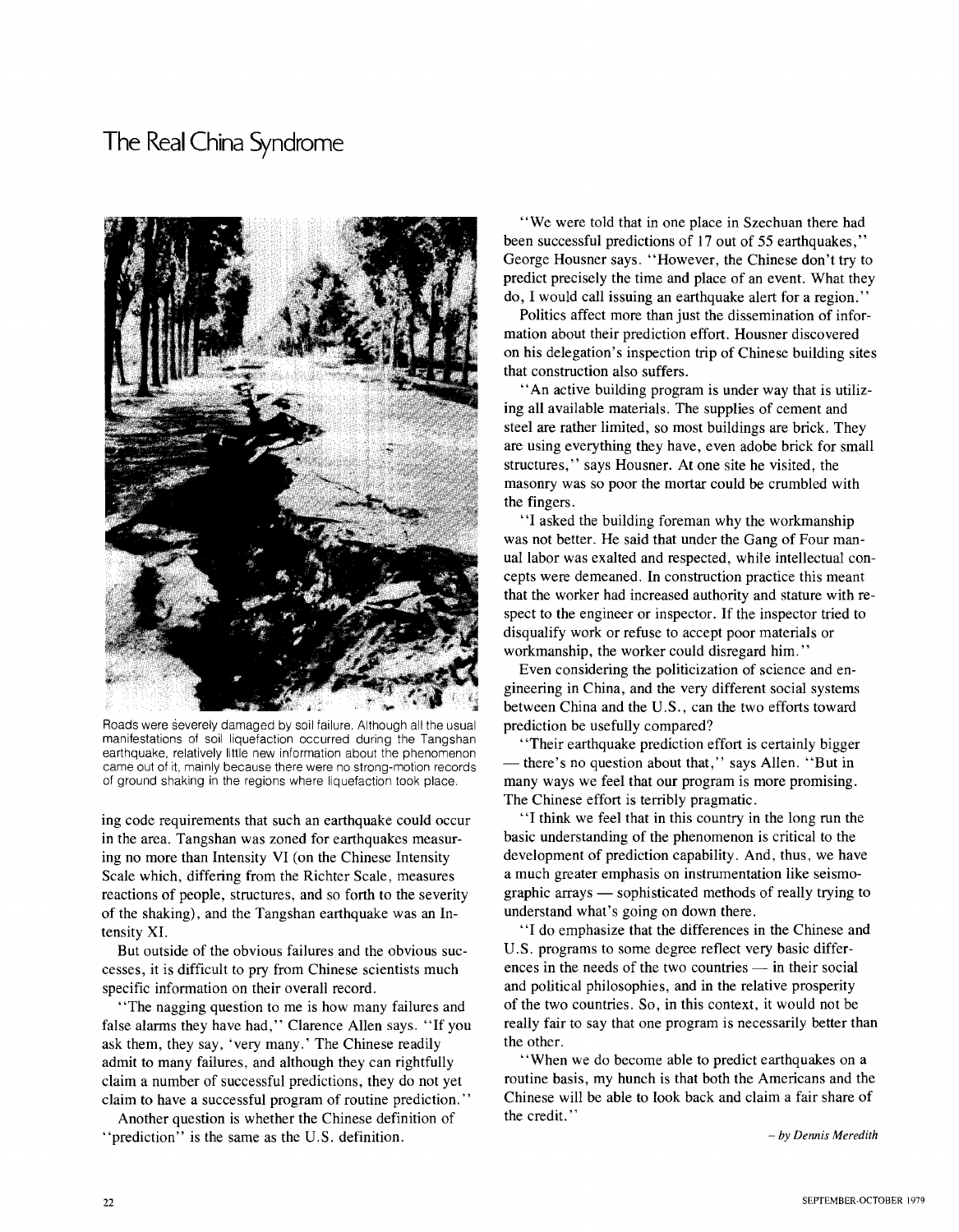# The Real China Syndrome

Roads were severely damaged by soil failure. Although all the usual manifestations of soil liquefaction occurred during the Tangshan earthquake, relatively little new information about the phenomenon came out of it, mainly because there were no strong-motion records of ground shaking in the regions where liquefaction took place.

ing code requirements that such an earthquake could occur in the area. Tangshan was zoned for earthquakes measuring no more than Intensity VI (on the Chinese Intensity Scale which, differing from the Richter Scale, measures reactions of people, structures, and so forth to the severity of the shaking), and the Tangshan earthquake was an Intensity XI.

But outside of the obvious failures and the obvious successes, it is difficult to pry from Chinese scientists much specific information on their overall record.

"The nagging question to me is how many failures and false alarms they have had," Clarence Allen says. "If you ask them, they say, 'very many.' The Chinese readily admit to many failures, and although they can rightfully claim a number of successful predictions, they do not yet claim to have a successful program of routine prediction."

Another question is whether the Chinese definition of "prediction" is the same as the U.S. definition.

"We were told that in one place in Szechuan there had been successful predictions of 17 out of 55 earthquakes," George Housner says. "However, the Chinese don't try to predict precisely the time and place of an event. What they do, I would call issuing an earthquake alert for a region."

Politics affect more than just the dissemination of information about their prediction effort. Housner discovered on his delegation's inspection trip of Chinese building sites that construction also suffers.

"An active building program is under way that is utilizing all available materials. The supplies of cement and steel are rather limited, so most buildings are brick. They are using everything they have, even adobe brick for small structures," says Housner. At one site he visited, the masonry was so poor the mortar could be crumbled with the fingers.

"I asked the building foreman why the workmanship was not better. He said that under the Gang of Four manual labor was exalted and respected, while intellectual concepts were demeaned. In construction practice this meant that the worker had increased authority and stature with respect to the engineer or inspector. If the inspector tried to disqualify work or refuse to accept poor materials or workmanship, the worker could disregard him."

Even considering the politicization of science and engineering in China, and the very different social systems between China and the U.S., can the two efforts toward prediction be usefully compared?

"Their earthquake prediction effort is certainly bigger — there's no question about that," says Allen. "But in many ways we feel that our program is more promising. The Chinese effort is terribly pragmatic.

"I think we feel that in this country in the long run the basic understanding of the phenomenon is critical to the development of prediction capability. And, thus, we have a much greater emphasis on instrumentation like seismographic arrays — sophisticated methods of really trying to understand what's going on down there.

"I do emphasize that the differences in the Chinese and U.S. programs to some degree reflect very basic differences in the needs of the two countries — in their social and political philosophies, and in the relative prosperity of the two countries. So, in this context, it would not be really fair to say that one program is necessarily better than the other.

"When we do become able to predict earthquakes on a routine basis, my hunch is that both the Americans and the Chinese will be able to look back and claim a fair share of the credit."

*– by Dennis Meredith*